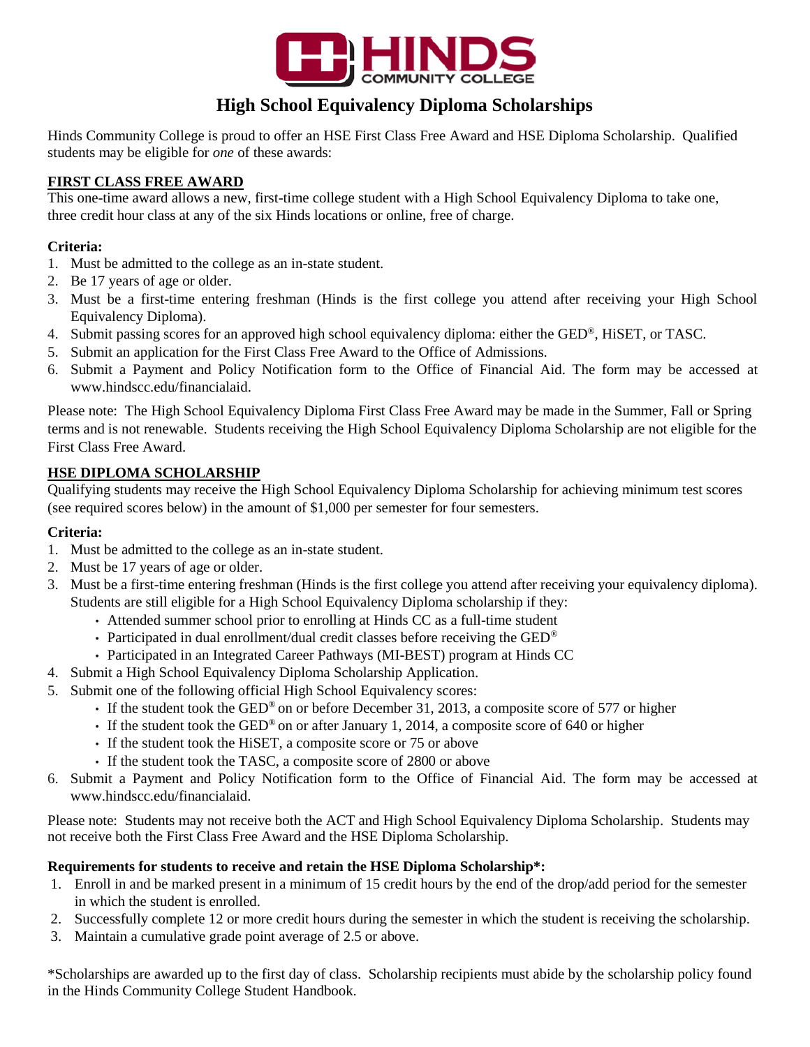# High School Equivalency Diploma Scholarships

Hinds Community College is proud to offer an HSE First Class Free Award and HSE Diploma Scholarship. Qualified students may be eligible for *one* of these awards:

## FIRST CLASS FREE AWARD

This one-time award allows a new, first-time college student with a High School Equivalency Diploma to take one, three credit hour class at any of the six Hinds locations or online, free of charge.

**Criteria:**

1. Must be admitted to the college as an in-state student.
2. Be 17 years of age or older.
3. Must be a first-time entering freshman (Hinds is the first college you attend after receiving your High School Equivalency Diploma).
4. Submit passing scores for an approved high school equivalency diploma: either the GED®, HiSET, or TASC.
5. Submit an application for the First Class Free Award to the Office of Admissions.
6. Submit a Payment and Policy Notification form to the Office of Financial Aid. The form may be accessed at www.hindscc.edu/financialaid.

Please note: The High School Equivalency Diploma First Class Free Award may be made in the Summer, Fall or Spring terms and is not renewable. Students receiving the High School Equivalency Diploma Scholarship are not eligible for the First Class Free Award.

## HSE DIPLOMA SCHOLARSHIP

Qualifying students may receive the High School Equivalency Diploma Scholarship for achieving minimum test scores (see required scores below) in the amount of $1,000 per semester for four semesters.

**Criteria:**

1. Must be admitted to the college as an in-state student.
2. Must be 17 years of age or older.
3. Must be a first-time entering freshman (Hinds is the first college you attend after receiving your equivalency diploma). Students are still eligible for a High School Equivalency Diploma scholarship if they:
   - Attended summer school prior to enrolling at Hinds CC as a full-time student
   - Participated in dual enrollment/dual credit classes before receiving the GED®
   - Participated in an Integrated Career Pathways (MI-BEST) program at Hinds CC
4. Submit a High School Equivalency Diploma Scholarship Application.
5. Submit one of the following official High School Equivalency scores:
   - If the student took the GED® on or before December 31, 2013, a composite score of 577 or higher
   - If the student took the GED® on or after January 1, 2014, a composite score of 640 or higher
   - If the student took the HiSET, a composite score or 75 or above
   - If the student took the TASC, a composite score of 2800 or above
6. Submit a Payment and Policy Notification form to the Office of Financial Aid. The form may be accessed at www.hindscc.edu/financialaid.

Please note: Students may not receive both the ACT and High School Equivalency Diploma Scholarship. Students may not receive both the First Class Free Award and the HSE Diploma Scholarship.

**Requirements for students to receive and retain the HSE Diploma Scholarship\*:**

1. Enroll in and be marked present in a minimum of 15 credit hours by the end of the drop/add period for the semester in which the student is enrolled.
2. Successfully complete 12 or more credit hours during the semester in which the student is receiving the scholarship.
3. Maintain a cumulative grade point average of 2.5 or above.

\*Scholarships are awarded up to the first day of class. Scholarship recipients must abide by the scholarship policy found in the Hinds Community College Student Handbook.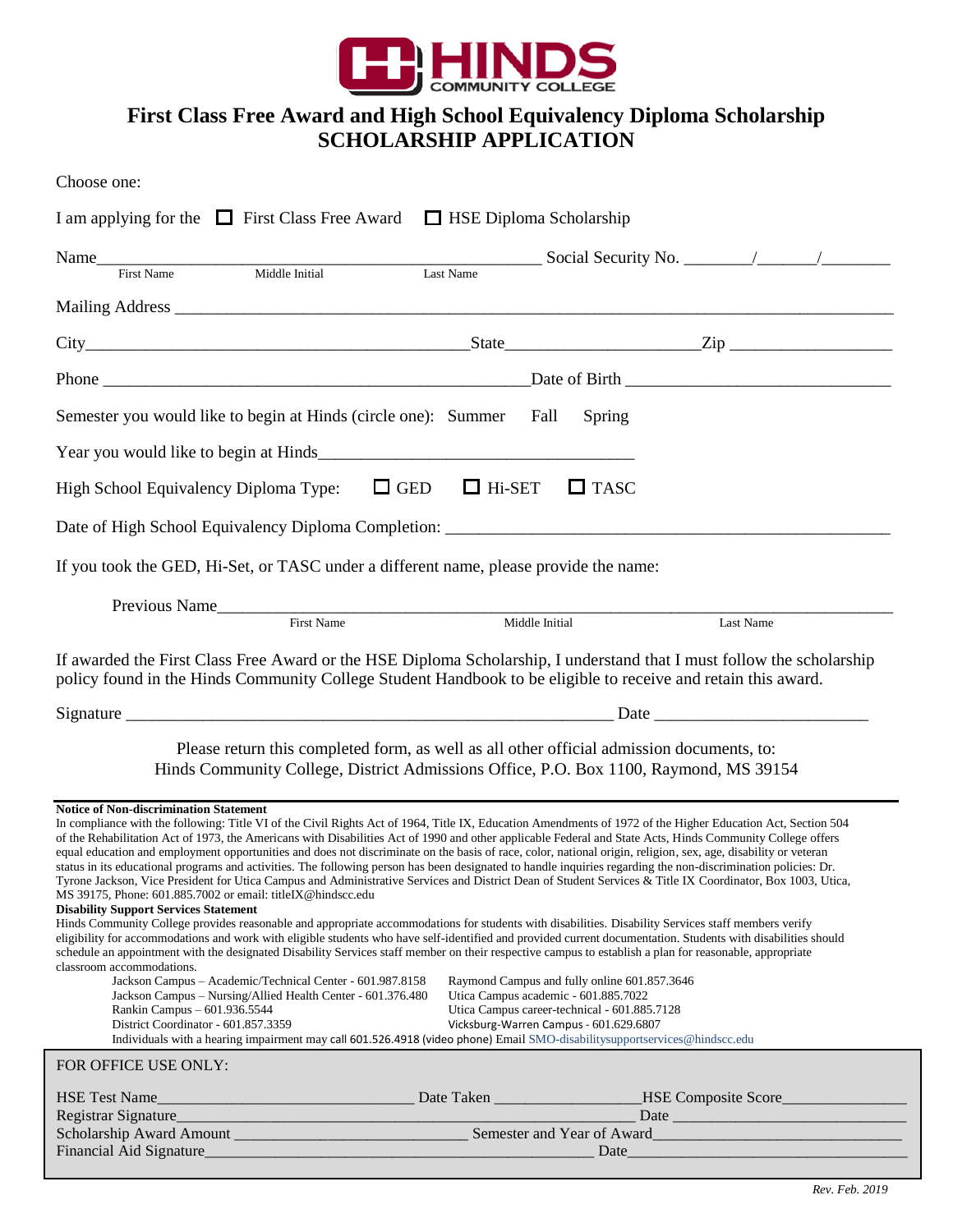HINDS COMMUNITY COLLEGE

# First Class Free Award and High School Equivalency Diploma Scholarship
## SCHOLARSHIP APPLICATION

Choose one:

I am applying for the ☐ First Class Free Award ☐ HSE Diploma Scholarship

Name_______________________________________________ Social Security No. _______/______/________
First Name Middle Initial Last Name

Mailing Address ________________________________________________________________________

City_______________________________________State_____________________Zip __________________

Phone ____________________________________________Date of Birth ____________________________

Semester you would like to begin at Hinds (circle one): Summer Fall Spring

Year you would like to begin at Hinds___________________________________

High School Equivalency Diploma Type: ☐ GED ☐ Hi-SET ☐ TASC

Date of High School Equivalency Diploma Completion: _________________________________________________

If you took the GED, Hi-Set, or TASC under a different name, please provide the name:

Previous Name__________________________________________________________________________
First Name Middle Initial Last Name

If awarded the First Class Free Award or the HSE Diploma Scholarship, I understand that I must follow the scholarship policy found in the Hinds Community College Student Handbook to be eligible to receive and retain this award.

Signature _______________________________________________________ Date _______________________

Please return this completed form, as well as all other official admission documents, to:
Hinds Community College, District Admissions Office, P.O. Box 1100, Raymond, MS 39154

**Notice of Non-discrimination Statement**
In compliance with the following: Title VI of the Civil Rights Act of 1964, Title IX, Education Amendments of 1972 of the Higher Education Act, Section 504 of the Rehabilitation Act of 1973, the Americans with Disabilities Act of 1990 and other applicable Federal and State Acts, Hinds Community College offers equal education and employment opportunities and does not discriminate on the basis of race, color, national origin, religion, sex, age, disability or veteran status in its educational programs and activities. The following person has been designated to handle inquiries regarding the non-discrimination policies: Dr. Tyrone Jackson, Vice President for Utica Campus and Administrative Services and District Dean of Student Services & Title IX Coordinator, Box 1003, Utica, MS 39175, Phone: 601.885.7002 or email: titleIX@hindscc.edu

**Disability Support Services Statement**
Hinds Community College provides reasonable and appropriate accommodations for students with disabilities. Disability Services staff members verify eligibility for accommodations and work with eligible students who have self-identified and provided current documentation. Students with disabilities should schedule an appointment with the designated Disability Services staff member on their respective campus to establish a plan for reasonable, appropriate classroom accommodations.

Jackson Campus – Academic/Technical Center - 601.987.8158
Jackson Campus – Nursing/Allied Health Center - 601.376.480
Rankin Campus – 601.936.5544
District Coordinator - 601.857.3359
Raymond Campus and fully online 601.857.3646
Utica Campus academic - 601.885.7022
Utica Campus career-technical - 601.885.7128
Vicksburg-Warren Campus - 601.629.6807

Individuals with a hearing impairment may call 601.526.4918 (video phone) Email SMO-disabilitysupportservices@hindscc.edu

FOR OFFICE USE ONLY:

HSE Test Name______________________________ Date Taken _________________HSE Composite Score_______________
Registrar Signature_______________________________________________________ Date ___________________________
Scholarship Award Amount ___________________________ Semester and Year of Award_____________________________
Financial Aid Signature______________________________________________ Date_________________________________

*Rev. Feb. 2019*